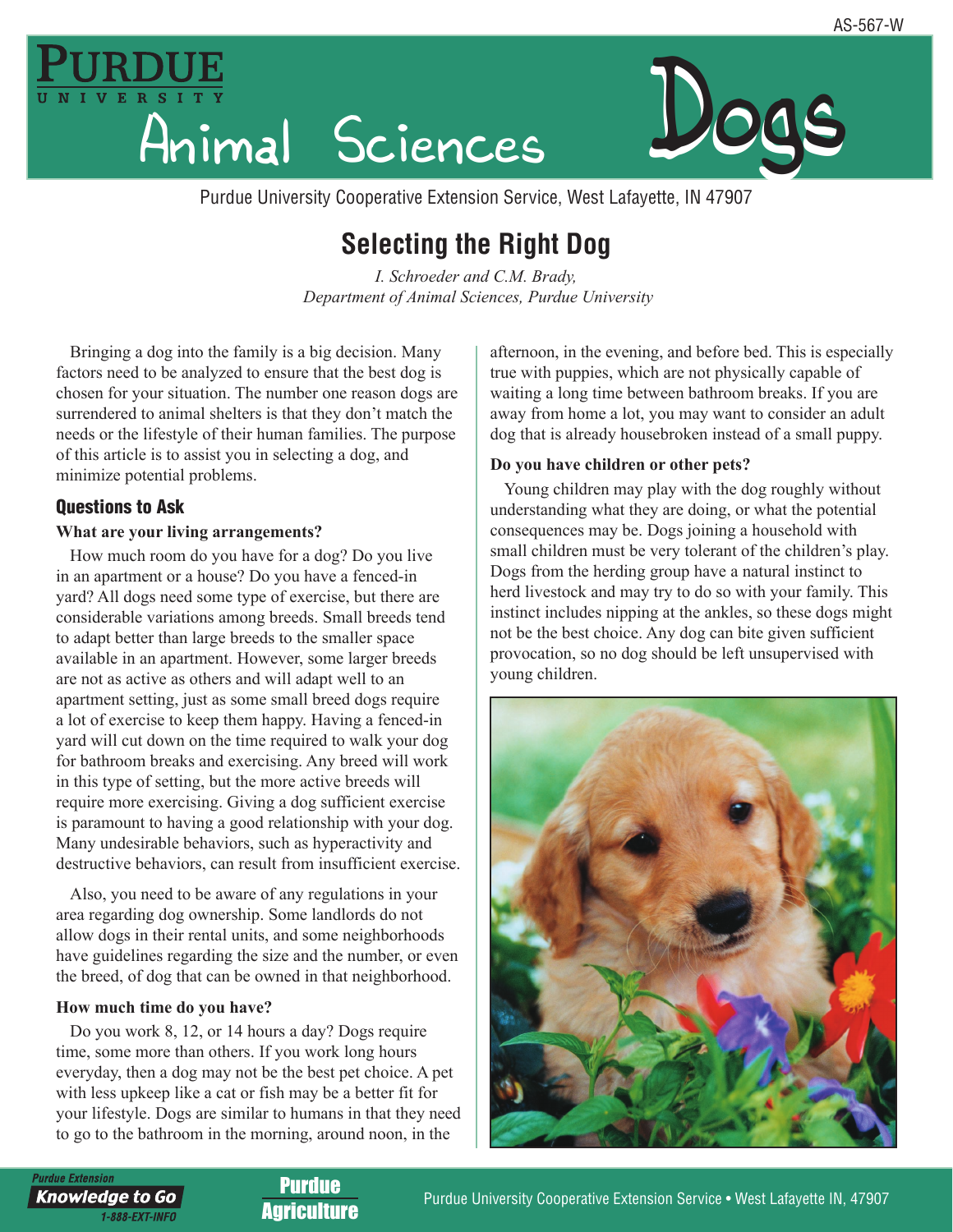AS-567-W

# Purdue University Animal Sciences — Dogs

Purdue University Cooperative Extension Service, West Lafayette, IN 47907

# Selecting the Right Dog

*I. Schroeder and C.M. Brady,*
*Department of Animal Sciences, Purdue University*

Bringing a dog into the family is a big decision. Many factors need to be analyzed to ensure that the best dog is chosen for your situation. The number one reason dogs are surrendered to animal shelters is that they don't match the needs or the lifestyle of their human families. The purpose of this article is to assist you in selecting a dog, and minimize potential problems.

## Questions to Ask

**What are your living arrangements?**

How much room do you have for a dog? Do you live in an apartment or a house? Do you have a fenced-in yard? All dogs need some type of exercise, but there are considerable variations among breeds. Small breeds tend to adapt better than large breeds to the smaller space available in an apartment. However, some larger breeds are not as active as others and will adapt well to an apartment setting, just as some small breed dogs require a lot of exercise to keep them happy. Having a fenced-in yard will cut down on the time required to walk your dog for bathroom breaks and exercising. Any breed will work in this type of setting, but the more active breeds will require more exercising. Giving a dog sufficient exercise is paramount to having a good relationship with your dog. Many undesirable behaviors, such as hyperactivity and destructive behaviors, can result from insufficient exercise.

Also, you need to be aware of any regulations in your area regarding dog ownership. Some landlords do not allow dogs in their rental units, and some neighborhoods have guidelines regarding the size and the number, or even the breed, of dog that can be owned in that neighborhood.

**How much time do you have?**

Do you work 8, 12, or 14 hours a day? Dogs require time, some more than others. If you work long hours everyday, then a dog may not be the best pet choice. A pet with less upkeep like a cat or fish may be a better fit for your lifestyle. Dogs are similar to humans in that they need to go to the bathroom in the morning, around noon, in the afternoon, in the evening, and before bed. This is especially true with puppies, which are not physically capable of waiting a long time between bathroom breaks. If you are away from home a lot, you may want to consider an adult dog that is already housebroken instead of a small puppy.

**Do you have children or other pets?**

Young children may play with the dog roughly without understanding what they are doing, or what the potential consequences may be. Dogs joining a household with small children must be very tolerant of the children's play. Dogs from the herding group have a natural instinct to herd livestock and may try to do so with your family. This instinct includes nipping at the ankles, so these dogs might not be the best choice. Any dog can bite given sufficient provocation, so no dog should be left unsupervised with young children.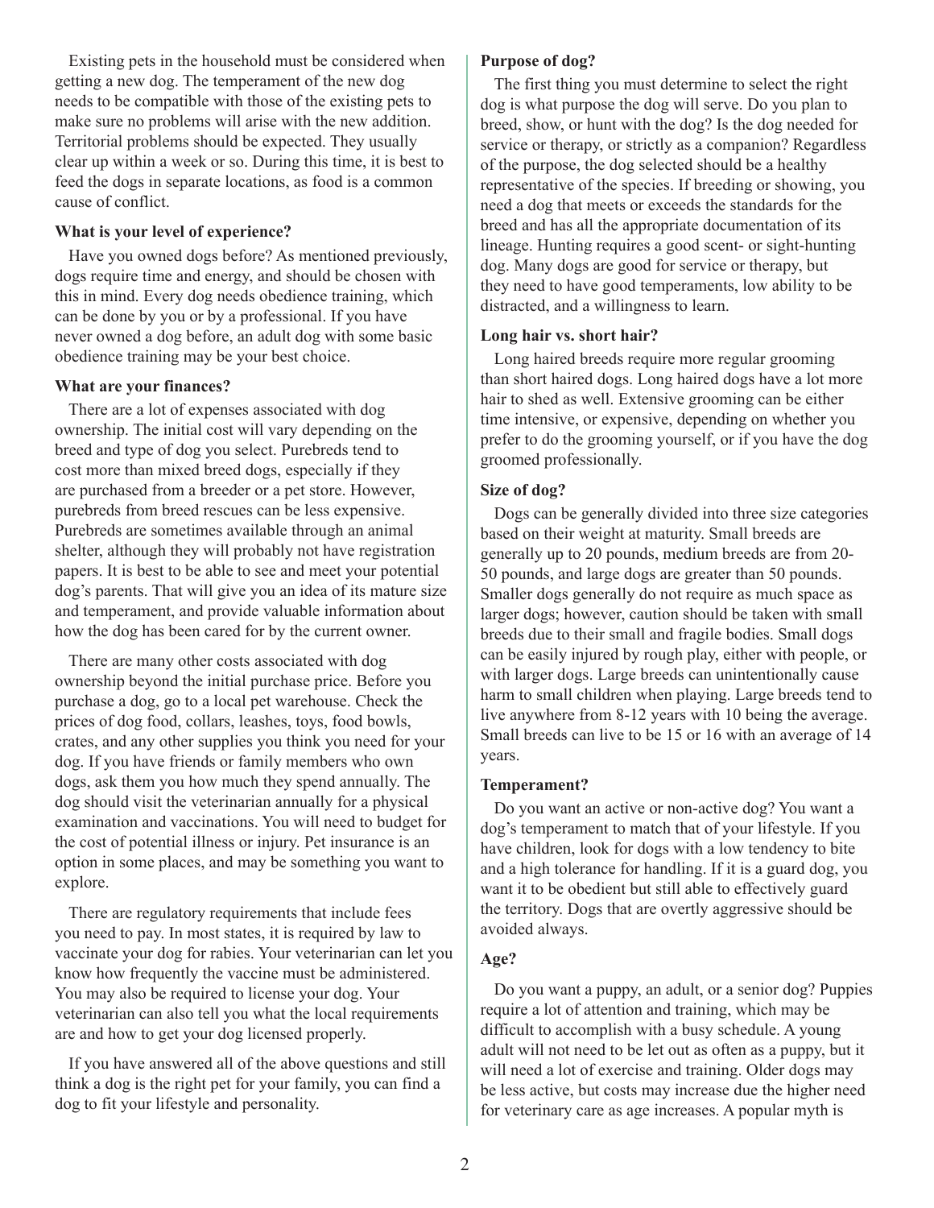Existing pets in the household must be considered when getting a new dog. The temperament of the new dog needs to be compatible with those of the existing pets to make sure no problems will arise with the new addition. Territorial problems should be expected. They usually clear up within a week or so. During this time, it is best to feed the dogs in separate locations, as food is a common cause of conflict.

**What is your level of experience?**

Have you owned dogs before? As mentioned previously, dogs require time and energy, and should be chosen with this in mind. Every dog needs obedience training, which can be done by you or by a professional. If you have never owned a dog before, an adult dog with some basic obedience training may be your best choice.

**What are your finances?**

There are a lot of expenses associated with dog ownership. The initial cost will vary depending on the breed and type of dog you select. Purebreds tend to cost more than mixed breed dogs, especially if they are purchased from a breeder or a pet store. However, purebreds from breed rescues can be less expensive. Purebreds are sometimes available through an animal shelter, although they will probably not have registration papers. It is best to be able to see and meet your potential dog's parents. That will give you an idea of its mature size and temperament, and provide valuable information about how the dog has been cared for by the current owner.

There are many other costs associated with dog ownership beyond the initial purchase price. Before you purchase a dog, go to a local pet warehouse. Check the prices of dog food, collars, leashes, toys, food bowls, crates, and any other supplies you think you need for your dog. If you have friends or family members who own dogs, ask them you how much they spend annually. The dog should visit the veterinarian annually for a physical examination and vaccinations. You will need to budget for the cost of potential illness or injury. Pet insurance is an option in some places, and may be something you want to explore.

There are regulatory requirements that include fees you need to pay. In most states, it is required by law to vaccinate your dog for rabies. Your veterinarian can let you know how frequently the vaccine must be administered. You may also be required to license your dog. Your veterinarian can also tell you what the local requirements are and how to get your dog licensed properly.

If you have answered all of the above questions and still think a dog is the right pet for your family, you can find a dog to fit your lifestyle and personality.

**Purpose of dog?**

The first thing you must determine to select the right dog is what purpose the dog will serve. Do you plan to breed, show, or hunt with the dog? Is the dog needed for service or therapy, or strictly as a companion? Regardless of the purpose, the dog selected should be a healthy representative of the species. If breeding or showing, you need a dog that meets or exceeds the standards for the breed and has all the appropriate documentation of its lineage. Hunting requires a good scent- or sight-hunting dog. Many dogs are good for service or therapy, but they need to have good temperaments, low ability to be distracted, and a willingness to learn.

**Long hair vs. short hair?**

Long haired breeds require more regular grooming than short haired dogs. Long haired dogs have a lot more hair to shed as well. Extensive grooming can be either time intensive, or expensive, depending on whether you prefer to do the grooming yourself, or if you have the dog groomed professionally.

**Size of dog?**

Dogs can be generally divided into three size categories based on their weight at maturity. Small breeds are generally up to 20 pounds, medium breeds are from 20-50 pounds, and large dogs are greater than 50 pounds. Smaller dogs generally do not require as much space as larger dogs; however, caution should be taken with small breeds due to their small and fragile bodies. Small dogs can be easily injured by rough play, either with people, or with larger dogs. Large breeds can unintentionally cause harm to small children when playing. Large breeds tend to live anywhere from 8-12 years with 10 being the average. Small breeds can live to be 15 or 16 with an average of 14 years.

**Temperament?**

Do you want an active or non-active dog? You want a dog's temperament to match that of your lifestyle. If you have children, look for dogs with a low tendency to bite and a high tolerance for handling. If it is a guard dog, you want it to be obedient but still able to effectively guard the territory. Dogs that are overtly aggressive should be avoided always.

**Age?**

Do you want a puppy, an adult, or a senior dog? Puppies require a lot of attention and training, which may be difficult to accomplish with a busy schedule. A young adult will not need to be let out as often as a puppy, but it will need a lot of exercise and training. Older dogs may be less active, but costs may increase due the higher need for veterinary care as age increases. A popular myth is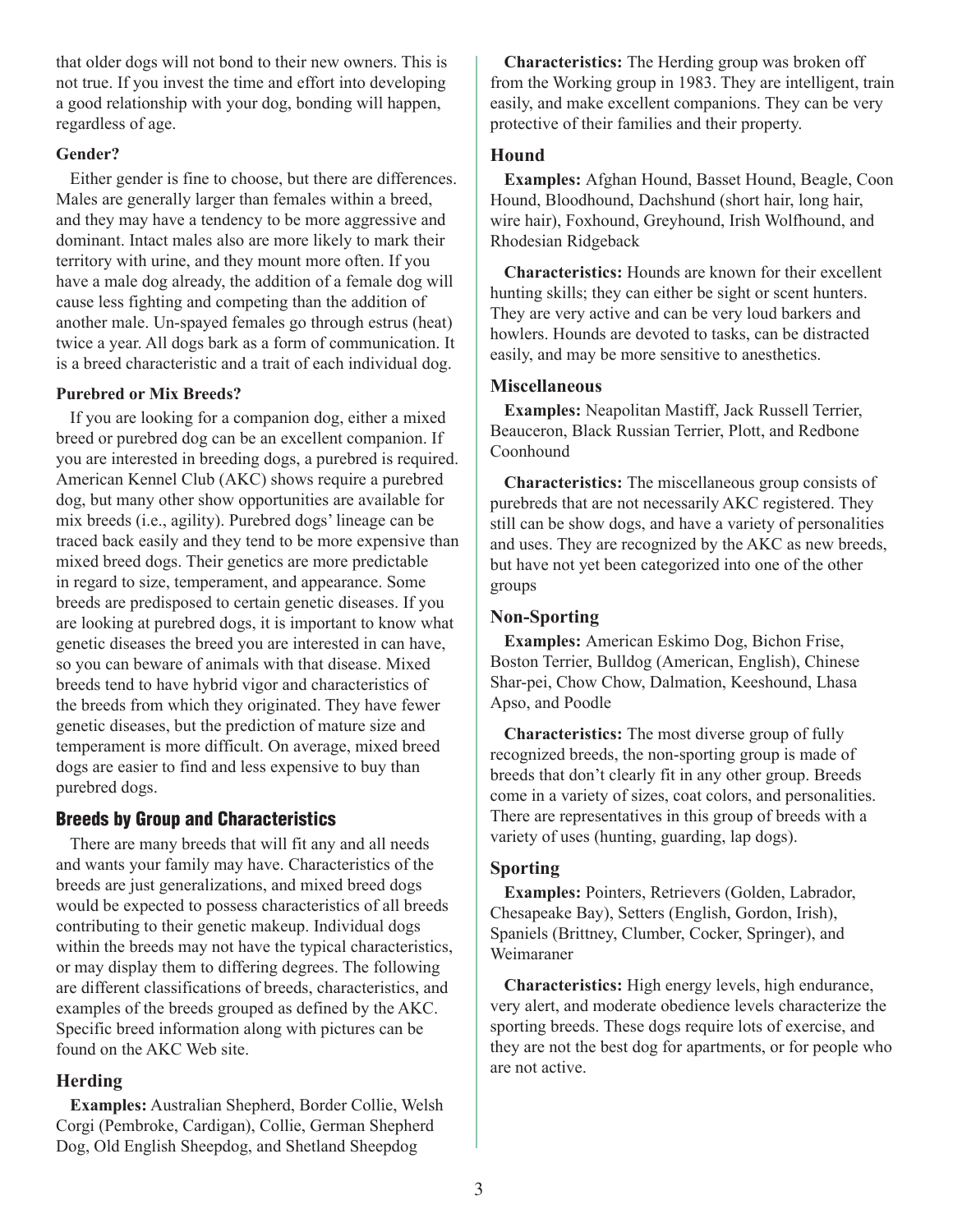that older dogs will not bond to their new owners. This is not true. If you invest the time and effort into developing a good relationship with your dog, bonding will happen, regardless of age.

**Gender?**

Either gender is fine to choose, but there are differences. Males are generally larger than females within a breed, and they may have a tendency to be more aggressive and dominant. Intact males also are more likely to mark their territory with urine, and they mount more often. If you have a male dog already, the addition of a female dog will cause less fighting and competing than the addition of another male. Un-spayed females go through estrus (heat) twice a year. All dogs bark as a form of communication. It is a breed characteristic and a trait of each individual dog.

**Purebred or Mix Breeds?**

If you are looking for a companion dog, either a mixed breed or purebred dog can be an excellent companion. If you are interested in breeding dogs, a purebred is required. American Kennel Club (AKC) shows require a purebred dog, but many other show opportunities are available for mix breeds (i.e., agility). Purebred dogs' lineage can be traced back easily and they tend to be more expensive than mixed breed dogs. Their genetics are more predictable in regard to size, temperament, and appearance. Some breeds are predisposed to certain genetic diseases. If you are looking at purebred dogs, it is important to know what genetic diseases the breed you are interested in can have, so you can beware of animals with that disease. Mixed breeds tend to have hybrid vigor and characteristics of the breeds from which they originated. They have fewer genetic diseases, but the prediction of mature size and temperament is more difficult. On average, mixed breed dogs are easier to find and less expensive to buy than purebred dogs.

## Breeds by Group and Characteristics

There are many breeds that will fit any and all needs and wants your family may have. Characteristics of the breeds are just generalizations, and mixed breed dogs would be expected to possess characteristics of all breeds contributing to their genetic makeup. Individual dogs within the breeds may not have the typical characteristics, or may display them to differing degrees. The following are different classifications of breeds, characteristics, and examples of the breeds grouped as defined by the AKC. Specific breed information along with pictures can be found on the AKC Web site.

### Herding

**Examples:** Australian Shepherd, Border Collie, Welsh Corgi (Pembroke, Cardigan), Collie, German Shepherd Dog, Old English Sheepdog, and Shetland Sheepdog

**Characteristics:** The Herding group was broken off from the Working group in 1983. They are intelligent, train easily, and make excellent companions. They can be very protective of their families and their property.

### Hound

**Examples:** Afghan Hound, Basset Hound, Beagle, Coon Hound, Bloodhound, Dachshund (short hair, long hair, wire hair), Foxhound, Greyhound, Irish Wolfhound, and Rhodesian Ridgeback

**Characteristics:** Hounds are known for their excellent hunting skills; they can either be sight or scent hunters. They are very active and can be very loud barkers and howlers. Hounds are devoted to tasks, can be distracted easily, and may be more sensitive to anesthetics.

### Miscellaneous

**Examples:** Neapolitan Mastiff, Jack Russell Terrier, Beauceron, Black Russian Terrier, Plott, and Redbone Coonhound

**Characteristics:** The miscellaneous group consists of purebreds that are not necessarily AKC registered. They still can be show dogs, and have a variety of personalities and uses. They are recognized by the AKC as new breeds, but have not yet been categorized into one of the other groups

### Non-Sporting

**Examples:** American Eskimo Dog, Bichon Frise, Boston Terrier, Bulldog (American, English), Chinese Shar-pei, Chow Chow, Dalmation, Keeshound, Lhasa Apso, and Poodle

**Characteristics:** The most diverse group of fully recognized breeds, the non-sporting group is made of breeds that don't clearly fit in any other group. Breeds come in a variety of sizes, coat colors, and personalities. There are representatives in this group of breeds with a variety of uses (hunting, guarding, lap dogs).

### Sporting

**Examples:** Pointers, Retrievers (Golden, Labrador, Chesapeake Bay), Setters (English, Gordon, Irish), Spaniels (Brittney, Clumber, Cocker, Springer), and Weimaraner

**Characteristics:** High energy levels, high endurance, very alert, and moderate obedience levels characterize the sporting breeds. These dogs require lots of exercise, and they are not the best dog for apartments, or for people who are not active.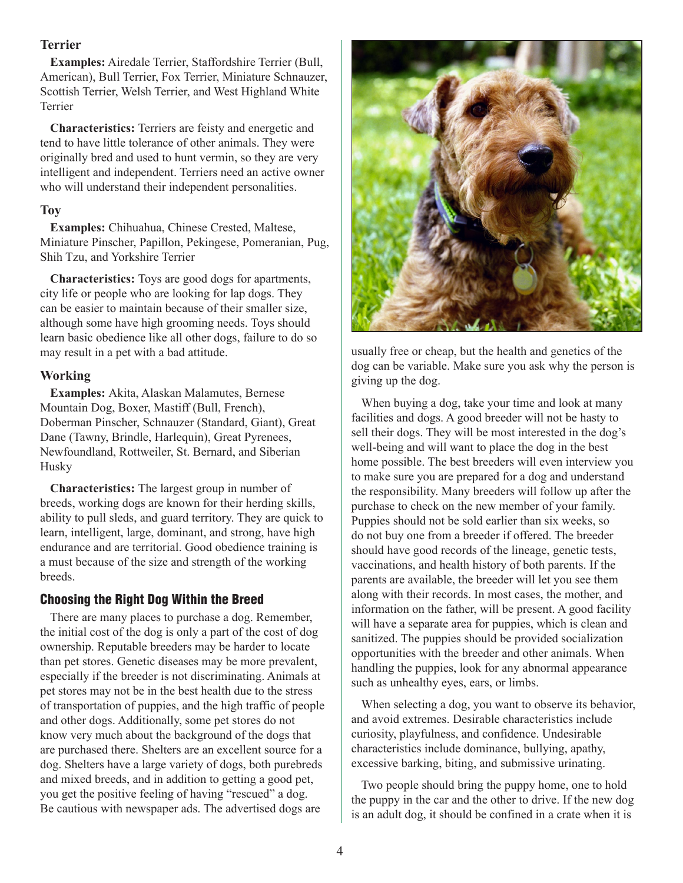### Terrier

**Examples:** Airedale Terrier, Staffordshire Terrier (Bull, American), Bull Terrier, Fox Terrier, Miniature Schnauzer, Scottish Terrier, Welsh Terrier, and West Highland White Terrier

**Characteristics:** Terriers are feisty and energetic and tend to have little tolerance of other animals. They were originally bred and used to hunt vermin, so they are very intelligent and independent. Terriers need an active owner who will understand their independent personalities.

### Toy

**Examples:** Chihuahua, Chinese Crested, Maltese, Miniature Pinscher, Papillon, Pekingese, Pomeranian, Pug, Shih Tzu, and Yorkshire Terrier

**Characteristics:** Toys are good dogs for apartments, city life or people who are looking for lap dogs. They can be easier to maintain because of their smaller size, although some have high grooming needs. Toys should learn basic obedience like all other dogs, failure to do so may result in a pet with a bad attitude.

### Working

**Examples:** Akita, Alaskan Malamutes, Bernese Mountain Dog, Boxer, Mastiff (Bull, French), Doberman Pinscher, Schnauzer (Standard, Giant), Great Dane (Tawny, Brindle, Harlequin), Great Pyrenees, Newfoundland, Rottweiler, St. Bernard, and Siberian Husky

**Characteristics:** The largest group in number of breeds, working dogs are known for their herding skills, ability to pull sleds, and guard territory. They are quick to learn, intelligent, large, dominant, and strong, have high endurance and are territorial. Good obedience training is a must because of the size and strength of the working breeds.

## Choosing the Right Dog Within the Breed

There are many places to purchase a dog. Remember, the initial cost of the dog is only a part of the cost of dog ownership. Reputable breeders may be harder to locate than pet stores. Genetic diseases may be more prevalent, especially if the breeder is not discriminating. Animals at pet stores may not be in the best health due to the stress of transportation of puppies, and the high traffic of people and other dogs. Additionally, some pet stores do not know very much about the background of the dogs that are purchased there. Shelters are an excellent source for a dog. Shelters have a large variety of dogs, both purebreds and mixed breeds, and in addition to getting a good pet, you get the positive feeling of having "rescued" a dog. Be cautious with newspaper ads. The advertised dogs are usually free or cheap, but the health and genetics of the dog can be variable. Make sure you ask why the person is giving up the dog.

When buying a dog, take your time and look at many facilities and dogs. A good breeder will not be hasty to sell their dogs. They will be most interested in the dog's well-being and will want to place the dog in the best home possible. The best breeders will even interview you to make sure you are prepared for a dog and understand the responsibility. Many breeders will follow up after the purchase to check on the new member of your family. Puppies should not be sold earlier than six weeks, so do not buy one from a breeder if offered. The breeder should have good records of the lineage, genetic tests, vaccinations, and health history of both parents. If the parents are available, the breeder will let you see them along with their records. In most cases, the mother, and information on the father, will be present. A good facility will have a separate area for puppies, which is clean and sanitized. The puppies should be provided socialization opportunities with the breeder and other animals. When handling the puppies, look for any abnormal appearance such as unhealthy eyes, ears, or limbs.

When selecting a dog, you want to observe its behavior, and avoid extremes. Desirable characteristics include curiosity, playfulness, and confidence. Undesirable characteristics include dominance, bullying, apathy, excessive barking, biting, and submissive urinating.

Two people should bring the puppy home, one to hold the puppy in the car and the other to drive. If the new dog is an adult dog, it should be confined in a crate when it is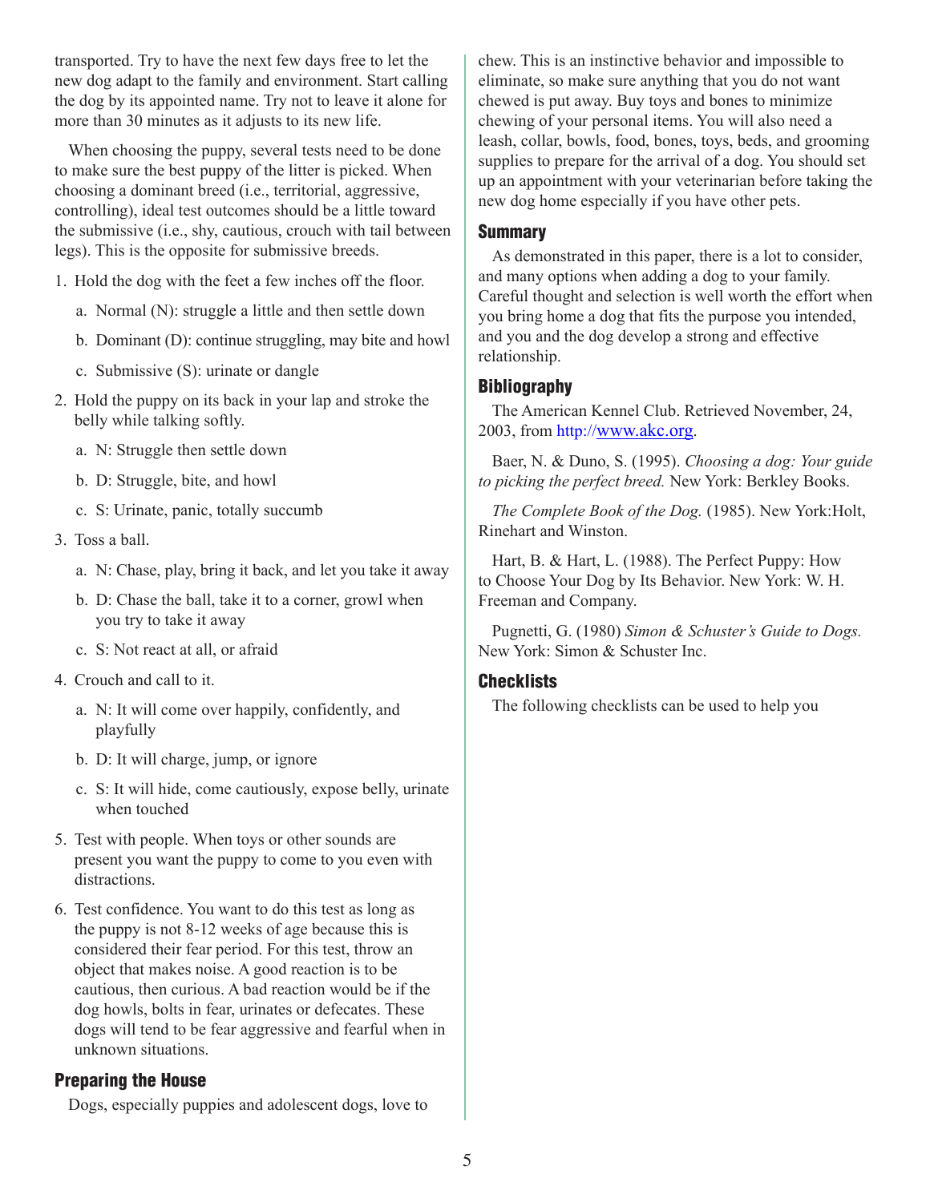transported. Try to have the next few days free to let the new dog adapt to the family and environment. Start calling the dog by its appointed name. Try not to leave it alone for more than 30 minutes as it adjusts to its new life.

When choosing the puppy, several tests need to be done to make sure the best puppy of the litter is picked. When choosing a dominant breed (i.e., territorial, aggressive, controlling), ideal test outcomes should be a little toward the submissive (i.e., shy, cautious, crouch with tail between legs). This is the opposite for submissive breeds.

1. Hold the dog with the feet a few inches off the floor.
   a. Normal (N): struggle a little and then settle down
   b. Dominant (D): continue struggling, may bite and howl
   c. Submissive (S): urinate or dangle
2. Hold the puppy on its back in your lap and stroke the belly while talking softly.
   a. N: Struggle then settle down
   b. D: Struggle, bite, and howl
   c. S: Urinate, panic, totally succumb
3. Toss a ball.
   a. N: Chase, play, bring it back, and let you take it away
   b. D: Chase the ball, take it to a corner, growl when you try to take it away
   c. S: Not react at all, or afraid
4. Crouch and call to it.
   a. N: It will come over happily, confidently, and playfully
   b. D: It will charge, jump, or ignore
   c. S: It will hide, come cautiously, expose belly, urinate when touched
5. Test with people. When toys or other sounds are present you want the puppy to come to you even with distractions.
6. Test confidence. You want to do this test as long as the puppy is not 8-12 weeks of age because this is considered their fear period. For this test, throw an object that makes noise. A good reaction is to be cautious, then curious. A bad reaction would be if the dog howls, bolts in fear, urinates or defecates. These dogs will tend to be fear aggressive and fearful when in unknown situations.

## Preparing the House

Dogs, especially puppies and adolescent dogs, love to chew. This is an instinctive behavior and impossible to eliminate, so make sure anything that you do not want chewed is put away. Buy toys and bones to minimize chewing of your personal items. You will also need a leash, collar, bowls, food, bones, toys, beds, and grooming supplies to prepare for the arrival of a dog. You should set up an appointment with your veterinarian before taking the new dog home especially if you have other pets.

## Summary

As demonstrated in this paper, there is a lot to consider, and many options when adding a dog to your family. Careful thought and selection is well worth the effort when you bring home a dog that fits the purpose you intended, and you and the dog develop a strong and effective relationship.

## Bibliography

The American Kennel Club. Retrieved November, 24, 2003, from http://www.akc.org.

Baer, N. & Duno, S. (1995). *Choosing a dog: Your guide to picking the perfect breed.* New York: Berkley Books.

*The Complete Book of the Dog.* (1985). New York:Holt, Rinehart and Winston.

Hart, B. & Hart, L. (1988). The Perfect Puppy: How to Choose Your Dog by Its Behavior. New York: W. H. Freeman and Company.

Pugnetti, G. (1980) *Simon & Schuster's Guide to Dogs.* New York: Simon & Schuster Inc.

## Checklists

The following checklists can be used to help you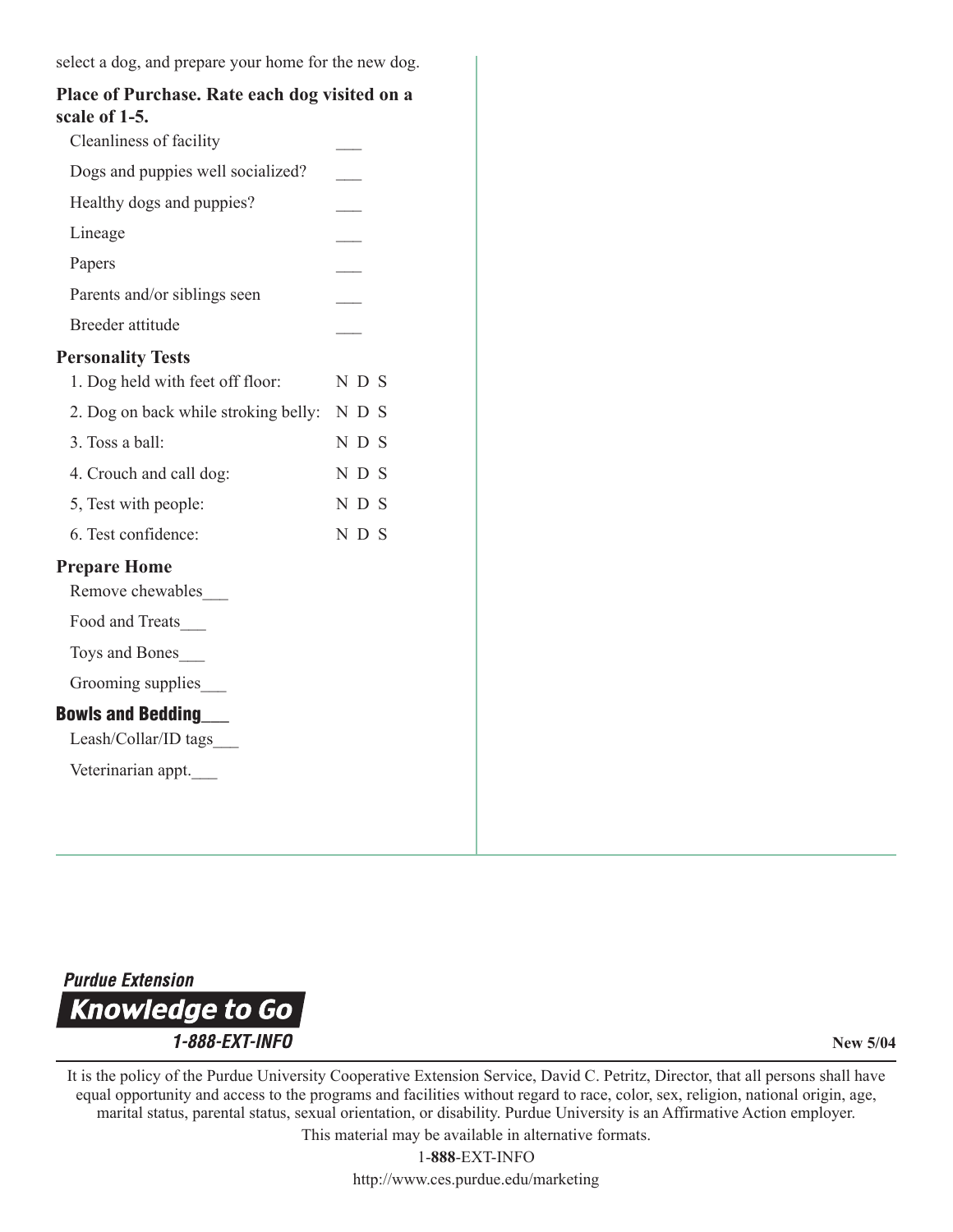select a dog, and prepare your home for the new dog.

**Place of Purchase. Rate each dog visited on a scale of 1-5.**

Cleanliness of facility ___

Dogs and puppies well socialized? ___

Healthy dogs and puppies? ___

Lineage ___

Papers ___

Parents and/or siblings seen ___

Breeder attitude ___

**Personality Tests**

1. Dog held with feet off floor: N D S

2. Dog on back while stroking belly: N D S

3. Toss a ball: N D S

4. Crouch and call dog: N D S

5, Test with people: N D S

6. Test confidence: N D S

**Prepare Home**

Remove chewables___

Food and Treats___

Toys and Bones___

Grooming supplies___

**Bowls and Bedding___**

Leash/Collar/ID tags___

Veterinarian appt.___

Purdue Extension
Knowledge to Go
1-888-EXT-INFO

New 5/04

It is the policy of the Purdue University Cooperative Extension Service, David C. Petritz, Director, that all persons shall have equal opportunity and access to the programs and facilities without regard to race, color, sex, religion, national origin, age, marital status, parental status, sexual orientation, or disability. Purdue University is an Affirmative Action employer.

This material may be available in alternative formats.

1-**888**-EXT-INFO

http://www.ces.purdue.edu/marketing